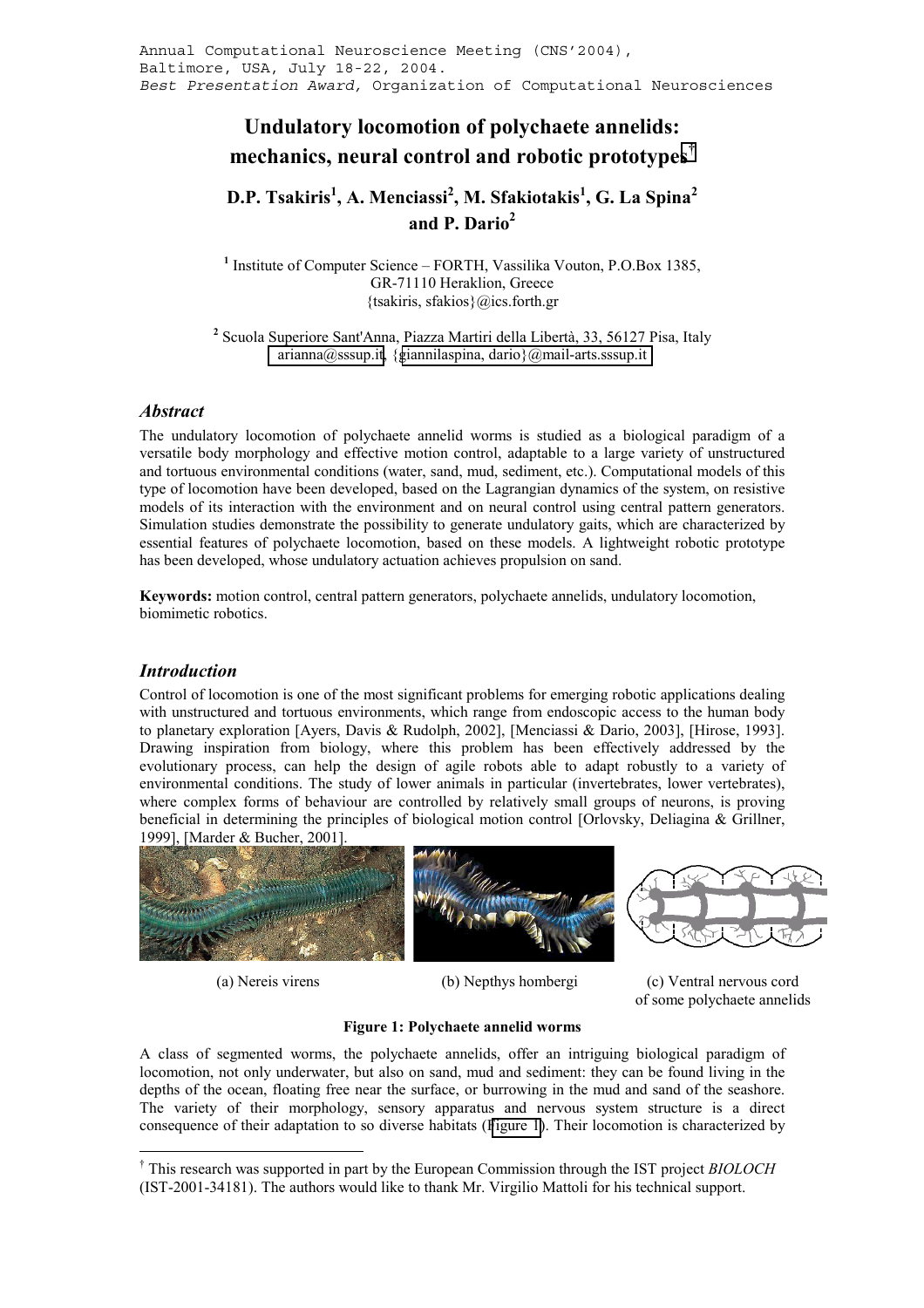Annual Computational Neuroscience Meeting (CNS'2004), Baltimore, USA, July 18-22, 2004.
*Best Presentation Award,* Organization of Computational Neurosciences

# Undulatory locomotion of polychaete annelids: mechanics, neural control and robotic prototypes†

**D.P. Tsakiris[1], A. Menciassi[2], M. Sfakiotakis[1], G. La Spina[2] and P. Dario[2]**

[1] Institute of Computer Science – FORTH, Vassilika Vouton, P.O.Box 1385, GR-71110 Heraklion, Greece
{tsakiris, sfakios}@ics.forth.gr

[2] Scuola Superiore Sant'Anna, Piazza Martiri della Libertà, 33, 56127 Pisa, Italy
arianna@sssup.it, {giannilaspina, dario}@mail-arts.sssup.it

## *Abstract*

The undulatory locomotion of polychaete annelid worms is studied as a biological paradigm of a versatile body morphology and effective motion control, adaptable to a large variety of unstructured and tortuous environmental conditions (water, sand, mud, sediment, etc.). Computational models of this type of locomotion have been developed, based on the Lagrangian dynamics of the system, on resistive models of its interaction with the environment and on neural control using central pattern generators. Simulation studies demonstrate the possibility to generate undulatory gaits, which are characterized by essential features of polychaete locomotion, based on these models. A lightweight robotic prototype has been developed, whose undulatory actuation achieves propulsion on sand.

**Keywords:** motion control, central pattern generators, polychaete annelids, undulatory locomotion, biomimetic robotics.

## *Introduction*

Control of locomotion is one of the most significant problems for emerging robotic applications dealing with unstructured and tortuous environments, which range from endoscopic access to the human body to planetary exploration [Ayers, Davis & Rudolph, 2002], [Menciassi & Dario, 2003], [Hirose, 1993]. Drawing inspiration from biology, where this problem has been effectively addressed by the evolutionary process, can help the design of agile robots able to adapt robustly to a variety of environmental conditions. The study of lower animals in particular (invertebrates, lower vertebrates), where complex forms of behaviour are controlled by relatively small groups of neurons, is proving beneficial in determining the principles of biological motion control [Orlovsky, Deliagina & Grillner, 1999], [Marder & Bucher, 2001].

(a) Nereis virens  (b) Nepthys hombergi  (c) Ventral nervous cord of some polychaete annelids

**Figure 1: Polychaete annelid worms**

A class of segmented worms, the polychaete annelids, offer an intriguing biological paradigm of locomotion, not only underwater, but also on sand, mud and sediment: they can be found living in the depths of the ocean, floating free near the surface, or burrowing in the mud and sand of the seashore. The variety of their morphology, sensory apparatus and nervous system structure is a direct consequence of their adaptation to so diverse habitats (Figure 1). Their locomotion is characterized by

† This research was supported in part by the European Commission through the IST project *BIOLOCH* (IST-2001-34181). The authors would like to thank Mr. Virgilio Mattoli for his technical support.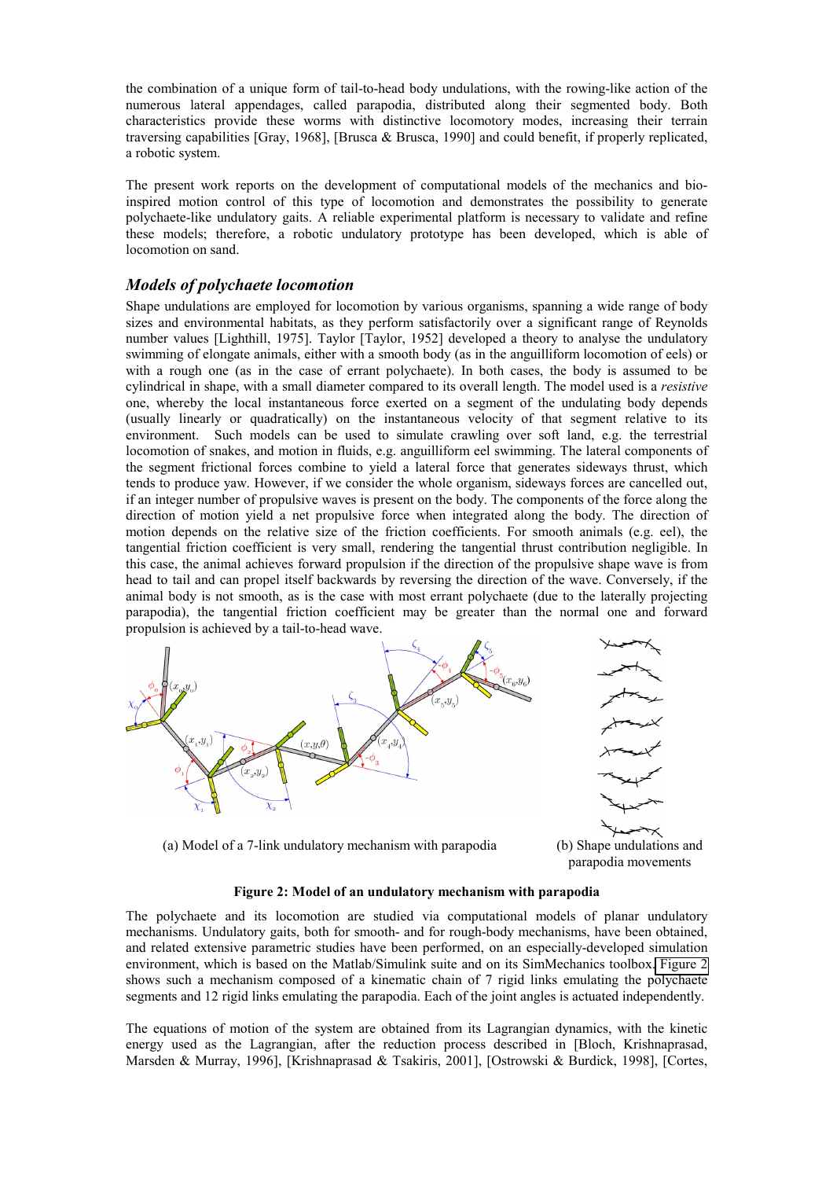the combination of a unique form of tail-to-head body undulations, with the rowing-like action of the numerous lateral appendages, called parapodia, distributed along their segmented body. Both characteristics provide these worms with distinctive locomotory modes, increasing their terrain traversing capabilities [Gray, 1968], [Brusca & Brusca, 1990] and could benefit, if properly replicated, a robotic system.

The present work reports on the development of computational models of the mechanics and bio-inspired motion control of this type of locomotion and demonstrates the possibility to generate polychaete-like undulatory gaits. A reliable experimental platform is necessary to validate and refine these models; therefore, a robotic undulatory prototype has been developed, which is able of locomotion on sand.

## *Models of polychaete locomotion*

Shape undulations are employed for locomotion by various organisms, spanning a wide range of body sizes and environmental habitats, as they perform satisfactorily over a significant range of Reynolds number values [Lighthill, 1975]. Taylor [Taylor, 1952] developed a theory to analyse the undulatory swimming of elongate animals, either with a smooth body (as in the anguilliform locomotion of eels) or with a rough one (as in the case of errant polychaete). In both cases, the body is assumed to be cylindrical in shape, with a small diameter compared to its overall length. The model used is a *resistive* one, whereby the local instantaneous force exerted on a segment of the undulating body depends (usually linearly or quadratically) on the instantaneous velocity of that segment relative to its environment. Such models can be used to simulate crawling over soft land, e.g. the terrestrial locomotion of snakes, and motion in fluids, e.g. anguilliform eel swimming. The lateral components of the segment frictional forces combine to yield a lateral force that generates sideways thrust, which tends to produce yaw. However, if we consider the whole organism, sideways forces are cancelled out, if an integer number of propulsive waves is present on the body. The components of the force along the direction of motion yield a net propulsive force when integrated along the body. The direction of motion depends on the relative size of the friction coefficients. For smooth animals (e.g. eel), the tangential friction coefficient is very small, rendering the tangential thrust contribution negligible. In this case, the animal achieves forward propulsion if the direction of the propulsive shape wave is from head to tail and can propel itself backwards by reversing the direction of the wave. Conversely, if the animal body is not smooth, as is the case with most errant polychaete (due to the laterally projecting parapodia), the tangential friction coefficient may be greater than the normal one and forward propulsion is achieved by a tail-to-head wave.

(a) Model of a 7-link undulatory mechanism with parapodia

(b) Shape undulations and parapodia movements

**Figure 2: Model of an undulatory mechanism with parapodia**

The polychaete and its locomotion are studied via computational models of planar undulatory mechanisms. Undulatory gaits, both for smooth- and for rough-body mechanisms, have been obtained, and related extensive parametric studies have been performed, on an especially-developed simulation environment, which is based on the Matlab/Simulink suite and on its SimMechanics toolbox. Figure 2 shows such a mechanism composed of a kinematic chain of 7 rigid links emulating the polychaete segments and 12 rigid links emulating the parapodia. Each of the joint angles is actuated independently.

The equations of motion of the system are obtained from its Lagrangian dynamics, with the kinetic energy used as the Lagrangian, after the reduction process described in [Bloch, Krishnaprasad, Marsden & Murray, 1996], [Krishnaprasad & Tsakiris, 2001], [Ostrowski & Burdick, 1998], [Cortes,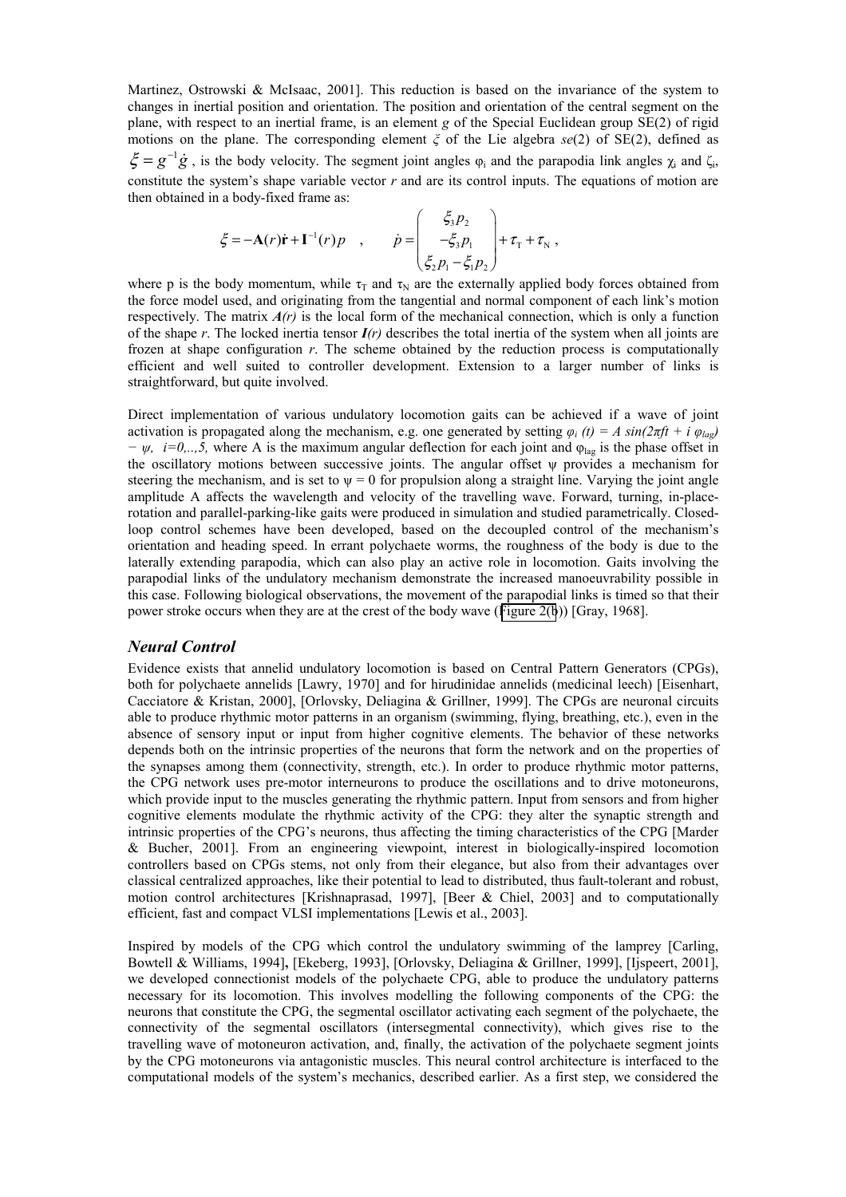Martinez, Ostrowski & McIsaac, 2001]. This reduction is based on the invariance of the system to changes in inertial position and orientation. The position and orientation of the central segment on the plane, with respect to an inertial frame, is an element $g$ of the Special Euclidean group SE(2) of rigid motions on the plane. The corresponding element $\xi$ of the Lie algebra *se*(2) of SE(2), defined as $\xi = g^{-1}\dot{g}$, is the body velocity. The segment joint angles $\varphi_i$ and the parapodia link angles $\chi_i$ and $\zeta_i$, constitute the system's shape variable vector $r$ and are its control inputs. The equations of motion are then obtained in a body-fixed frame as:

$$\xi = -\mathbf{A}(r)\dot{\mathbf{r}} + \mathbf{I}^{-1}(r)p \quad , \qquad \dot{p} = \begin{pmatrix} \xi_3 p_2 \\ -\xi_3 p_1 \\ \xi_2 p_1 - \xi_1 p_2 \end{pmatrix} + \tau_{\mathrm{T}} + \tau_{\mathrm{N}} \, ,$$

where p is the body momentum, while $\tau_T$ and $\tau_N$ are the externally applied body forces obtained from the force model used, and originating from the tangential and normal component of each link's motion respectively. The matrix $\boldsymbol{A(r)}$ is the local form of the mechanical connection, which is only a function of the shape $r$. The locked inertia tensor $\boldsymbol{I(r)}$ describes the total inertia of the system when all joints are frozen at shape configuration $r$. The scheme obtained by the reduction process is computationally efficient and well suited to controller development. Extension to a larger number of links is straightforward, but quite involved.

Direct implementation of various undulatory locomotion gaits can be achieved if a wave of joint activation is propagated along the mechanism, e.g. one generated by setting $\varphi_i(t) = A \sin(2\pi f t + i\, \varphi_{lag}) - \psi$, $i=0,..,5$, where A is the maximum angular deflection for each joint and $\varphi_{lag}$ is the phase offset in the oscillatory motions between successive joints. The angular offset $\psi$ provides a mechanism for steering the mechanism, and is set to $\psi = 0$ for propulsion along a straight line. Varying the joint angle amplitude A affects the wavelength and velocity of the travelling wave. Forward, turning, in-place-rotation and parallel-parking-like gaits were produced in simulation and studied parametrically. Closed-loop control schemes have been developed, based on the decoupled control of the mechanism's orientation and heading speed. In errant polychaete worms, the roughness of the body is due to the laterally extending parapodia, which can also play an active role in locomotion. Gaits involving the parapodial links of the undulatory mechanism demonstrate the increased manoeuvrability possible in this case. Following biological observations, the movement of the parapodial links is timed so that their power stroke occurs when they are at the crest of the body wave (Figure 2(b)) [Gray, 1968].

## *Neural Control*

Evidence exists that annelid undulatory locomotion is based on Central Pattern Generators (CPGs), both for polychaete annelids [Lawry, 1970] and for hirudinidae annelids (medicinal leech) [Eisenhart, Cacciatore & Kristan, 2000], [Orlovsky, Deliagina & Grillner, 1999]. The CPGs are neuronal circuits able to produce rhythmic motor patterns in an organism (swimming, flying, breathing, etc.), even in the absence of sensory input or input from higher cognitive elements. The behavior of these networks depends both on the intrinsic properties of the neurons that form the network and on the properties of the synapses among them (connectivity, strength, etc.). In order to produce rhythmic motor patterns, the CPG network uses pre-motor interneurons to produce the oscillations and to drive motoneurons, which provide input to the muscles generating the rhythmic pattern. Input from sensors and from higher cognitive elements modulate the rhythmic activity of the CPG: they alter the synaptic strength and intrinsic properties of the CPG's neurons, thus affecting the timing characteristics of the CPG [Marder & Bucher, 2001]. From an engineering viewpoint, interest in biologically-inspired locomotion controllers based on CPGs stems, not only from their elegance, but also from their advantages over classical centralized approaches, like their potential to lead to distributed, thus fault-tolerant and robust, motion control architectures [Krishnaprasad, 1997], [Beer & Chiel, 2003] and to computationally efficient, fast and compact VLSI implementations [Lewis et al., 2003].

Inspired by models of the CPG which control the undulatory swimming of the lamprey [Carling, Bowtell & Williams, 1994], [Ekeberg, 1993], [Orlovsky, Deliagina & Grillner, 1999], [Ijspeert, 2001], we developed connectionist models of the polychaete CPG, able to produce the undulatory patterns necessary for its locomotion. This involves modelling the following components of the CPG: the neurons that constitute the CPG, the segmental oscillator activating each segment of the polychaete, the connectivity of the segmental oscillators (intersegmental connectivity), which gives rise to the travelling wave of motoneuron activation, and, finally, the activation of the polychaete segment joints by the CPG motoneurons via antagonistic muscles. This neural control architecture is interfaced to the computational models of the system's mechanics, described earlier. As a first step, we considered the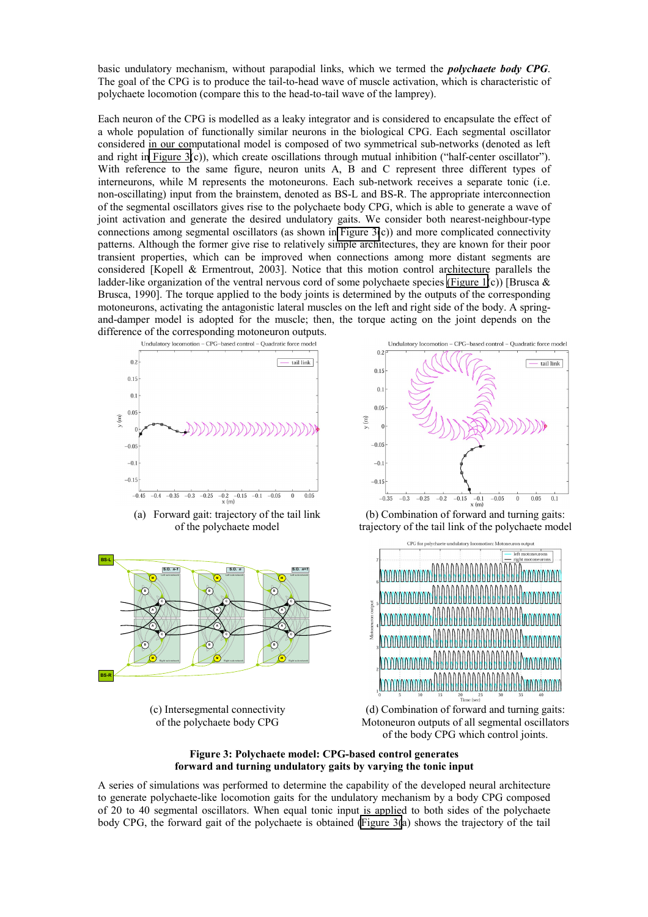basic undulatory mechanism, without parapodial links, which we termed the ***polychaete body CPG***. The goal of the CPG is to produce the tail-to-head wave of muscle activation, which is characteristic of polychaete locomotion (compare this to the head-to-tail wave of the lamprey).

Each neuron of the CPG is modelled as a leaky integrator and is considered to encapsulate the effect of a whole population of functionally similar neurons in the biological CPG. Each segmental oscillator considered in our computational model is composed of two symmetrical sub-networks (denoted as left and right in Figure 3(c)), which create oscillations through mutual inhibition ("half-center oscillator"). With reference to the same figure, neuron units A, B and C represent three different types of interneurons, while M represents the motoneurons. Each sub-network receives a separate tonic (i.e. non-oscillating) input from the brainstem, denoted as BS-L and BS-R. The appropriate interconnection of the segmental oscillators gives rise to the polychaete body CPG, which is able to generate a wave of joint activation and generate the desired undulatory gaits. We consider both nearest-neighbour-type connections among segmental oscillators (as shown in Figure 3(c)) and more complicated connectivity patterns. Although the former give rise to relatively simple architectures, they are known for their poor transient properties, which can be improved when connections among more distant segments are considered [Kopell & Ermentrout, 2003]. Notice that this motion control architecture parallels the ladder-like organization of the ventral nervous cord of some polychaete species (Figure 1(c)) [Brusca & Brusca, 1990]. The torque applied to the body joints is determined by the outputs of the corresponding motoneurons, activating the antagonistic lateral muscles on the left and right side of the body. A spring-and-damper model is adopted for the muscle; then, the torque acting on the joint depends on the difference of the corresponding motoneuron outputs.

(a) Forward gait: trajectory of the tail link of the polychaete model

(b) Combination of forward and turning gaits: trajectory of the tail link of the polychaete model

(c) Intersegmental connectivity of the polychaete body CPG

(d) Combination of forward and turning gaits: Motoneuron outputs of all segmental oscillators of the body CPG which control joints.

**Figure 3: Polychaete model: CPG-based control generates forward and turning undulatory gaits by varying the tonic input**

A series of simulations was performed to determine the capability of the developed neural architecture to generate polychaete-like locomotion gaits for the undulatory mechanism by a body CPG composed of 20 to 40 segmental oscillators. When equal tonic input is applied to both sides of the polychaete body CPG, the forward gait of the polychaete is obtained (Figure 3(a) shows the trajectory of the tail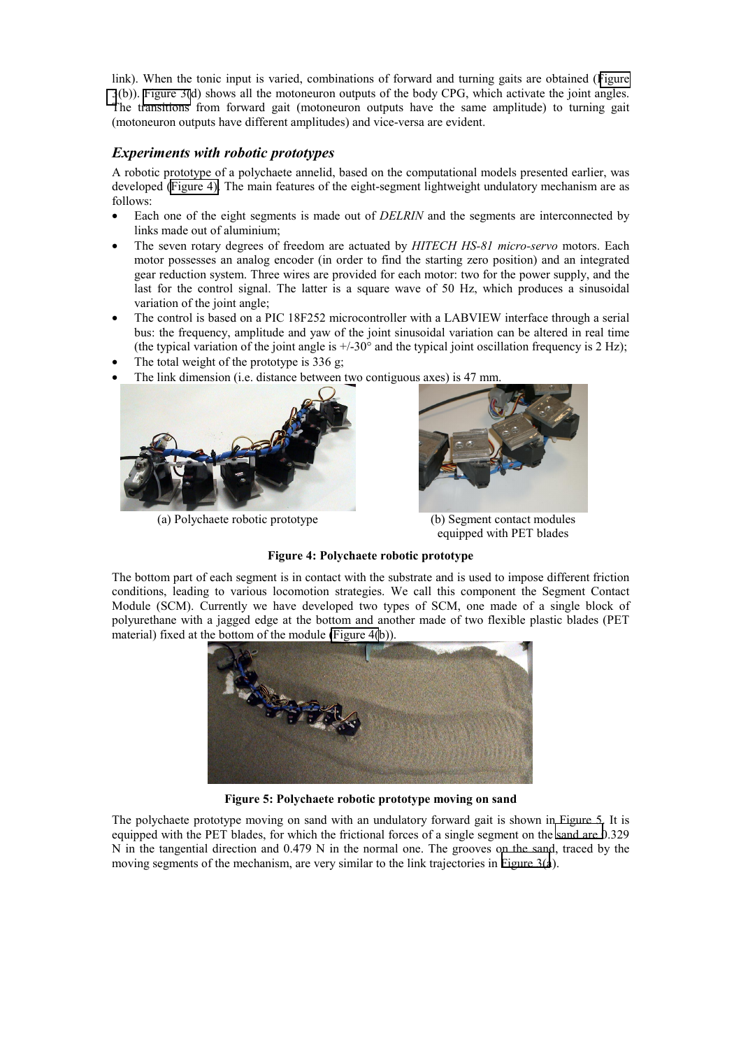link). When the tonic input is varied, combinations of forward and turning gaits are obtained (Figure 3(b)). Figure 3(d) shows all the motoneuron outputs of the body CPG, which activate the joint angles. The transitions from forward gait (motoneuron outputs have the same amplitude) to turning gait (motoneuron outputs have different amplitudes) and vice-versa are evident.

### *Experiments with robotic prototypes*

A robotic prototype of a polychaete annelid, based on the computational models presented earlier, was developed (Figure 4). The main features of the eight-segment lightweight undulatory mechanism are as follows:

- Each one of the eight segments is made out of *DELRIN* and the segments are interconnected by links made out of aluminium;
- The seven rotary degrees of freedom are actuated by *HITECH HS-81 micro-servo* motors. Each motor possesses an analog encoder (in order to find the starting zero position) and an integrated gear reduction system. Three wires are provided for each motor: two for the power supply, and the last for the control signal. The latter is a square wave of 50 Hz, which produces a sinusoidal variation of the joint angle;
- The control is based on a PIC 18F252 microcontroller with a LABVIEW interface through a serial bus: the frequency, amplitude and yaw of the joint sinusoidal variation can be altered in real time (the typical variation of the joint angle is +/-30° and the typical joint oscillation frequency is 2 Hz);
- The total weight of the prototype is 336 g;
- The link dimension (i.e. distance between two contiguous axes) is 47 mm.

(a) Polychaete robotic prototype

(b) Segment contact modules equipped with PET blades

**Figure 4: Polychaete robotic prototype**

The bottom part of each segment is in contact with the substrate and is used to impose different friction conditions, leading to various locomotion strategies. We call this component the Segment Contact Module (SCM). Currently we have developed two types of SCM, one made of a single block of polyurethane with a jagged edge at the bottom and another made of two flexible plastic blades (PET material) fixed at the bottom of the module (Figure 4(b)).

**Figure 5: Polychaete robotic prototype moving on sand**

The polychaete prototype moving on sand with an undulatory forward gait is shown in Figure 5. It is equipped with the PET blades, for which the frictional forces of a single segment on the sand are 0.329 N in the tangential direction and 0.479 N in the normal one. The grooves on the sand, traced by the moving segments of the mechanism, are very similar to the link trajectories in Figure 3(a).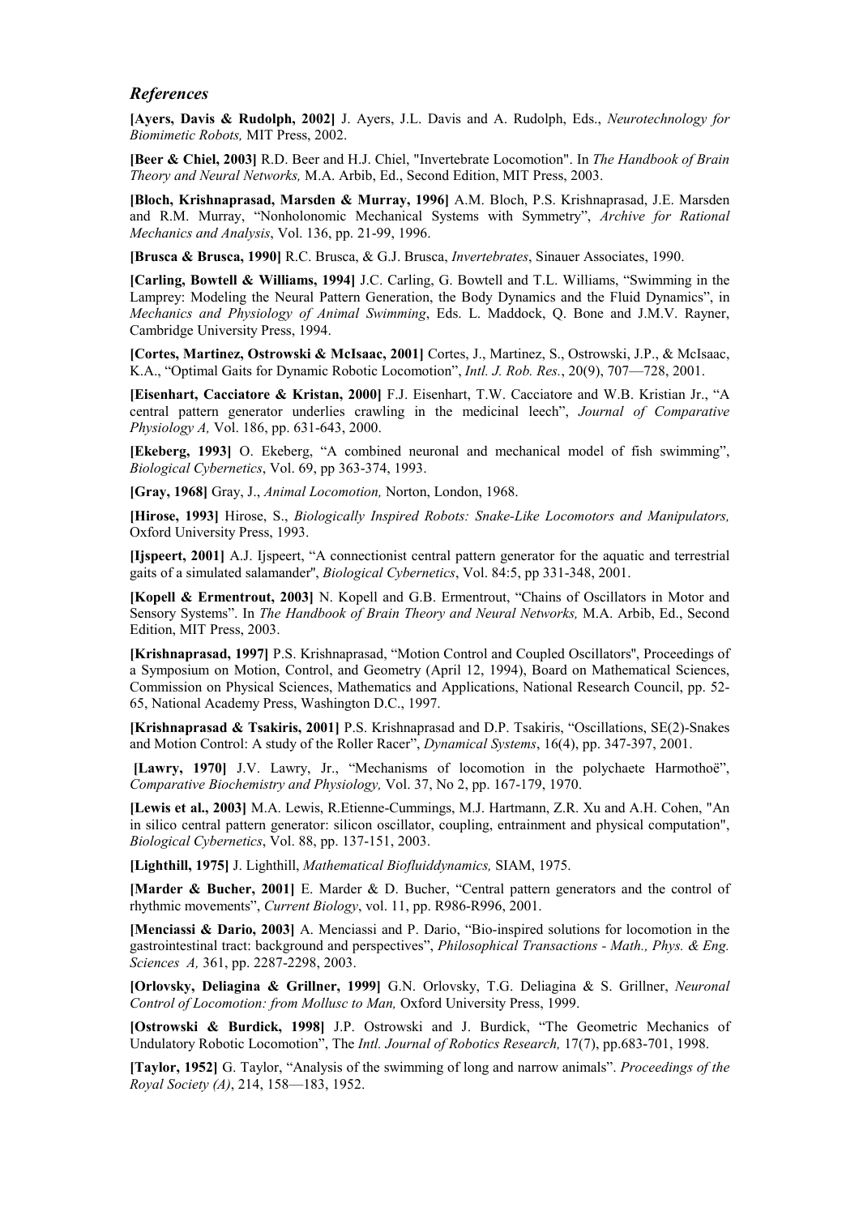### *References*

**[Ayers, Davis & Rudolph, 2002]** J. Ayers, J.L. Davis and A. Rudolph, Eds., *Neurotechnology for Biomimetic Robots,* MIT Press, 2002.

**[Beer & Chiel, 2003]** R.D. Beer and H.J. Chiel, "Invertebrate Locomotion". In *The Handbook of Brain Theory and Neural Networks,* M.A. Arbib, Ed., Second Edition, MIT Press, 2003.

**[Bloch, Krishnaprasad, Marsden & Murray, 1996]** A.M. Bloch, P.S. Krishnaprasad, J.E. Marsden and R.M. Murray, "Nonholonomic Mechanical Systems with Symmetry", *Archive for Rational Mechanics and Analysis*, Vol. 136, pp. 21-99, 1996.

**[Brusca & Brusca, 1990]** R.C. Brusca, & G.J. Brusca, *Invertebrates*, Sinauer Associates, 1990.

**[Carling, Bowtell & Williams, 1994]** J.C. Carling, G. Bowtell and T.L. Williams, "Swimming in the Lamprey: Modeling the Neural Pattern Generation, the Body Dynamics and the Fluid Dynamics", in *Mechanics and Physiology of Animal Swimming*, Eds. L. Maddock, Q. Bone and J.M.V. Rayner, Cambridge University Press, 1994.

**[Cortes, Martinez, Ostrowski & McIsaac, 2001]** Cortes, J., Martinez, S., Ostrowski, J.P., & McIsaac, K.A., "Optimal Gaits for Dynamic Robotic Locomotion", *Intl. J. Rob. Res.*, 20(9), 707—728, 2001.

**[Eisenhart, Cacciatore & Kristan, 2000]** F.J. Eisenhart, T.W. Cacciatore and W.B. Kristian Jr., "A central pattern generator underlies crawling in the medicinal leech", *Journal of Comparative Physiology A,* Vol. 186, pp. 631-643, 2000.

**[Ekeberg, 1993]** O. Ekeberg, "A combined neuronal and mechanical model of fish swimming", *Biological Cybernetics*, Vol. 69, pp 363-374, 1993.

**[Gray, 1968]** Gray, J., *Animal Locomotion,* Norton, London, 1968.

**[Hirose, 1993]** Hirose, S., *Biologically Inspired Robots: Snake-Like Locomotors and Manipulators,* Oxford University Press, 1993.

**[Ijspeert, 2001]** A.J. Ijspeert, "A connectionist central pattern generator for the aquatic and terrestrial gaits of a simulated salamander", *Biological Cybernetics*, Vol. 84:5, pp 331-348, 2001.

**[Kopell & Ermentrout, 2003]** N. Kopell and G.B. Ermentrout, "Chains of Oscillators in Motor and Sensory Systems". In *The Handbook of Brain Theory and Neural Networks,* M.A. Arbib, Ed., Second Edition, MIT Press, 2003.

**[Krishnaprasad, 1997]** P.S. Krishnaprasad, "Motion Control and Coupled Oscillators", Proceedings of a Symposium on Motion, Control, and Geometry (April 12, 1994), Board on Mathematical Sciences, Commission on Physical Sciences, Mathematics and Applications, National Research Council, pp. 52-65, National Academy Press, Washington D.C., 1997.

**[Krishnaprasad & Tsakiris, 2001]** P.S. Krishnaprasad and D.P. Tsakiris, "Oscillations, SE(2)-Snakes and Motion Control: A study of the Roller Racer", *Dynamical Systems*, 16(4), pp. 347-397, 2001.

**[Lawry, 1970]** J.V. Lawry, Jr., "Mechanisms of locomotion in the polychaete Harmothoë", *Comparative Biochemistry and Physiology,* Vol. 37, No 2, pp. 167-179, 1970.

**[Lewis et al., 2003]** M.A. Lewis, R.Etienne-Cummings, M.J. Hartmann, Z.R. Xu and A.H. Cohen, "An in silico central pattern generator: silicon oscillator, coupling, entrainment and physical computation", *Biological Cybernetics*, Vol. 88, pp. 137-151, 2003.

**[Lighthill, 1975]** J. Lighthill, *Mathematical Biofluiddynamics,* SIAM, 1975.

**[Marder & Bucher, 2001]** E. Marder & D. Bucher, "Central pattern generators and the control of rhythmic movements", *Current Biology*, vol. 11, pp. R986-R996, 2001.

**[Menciassi & Dario, 2003]** A. Menciassi and P. Dario, "Bio-inspired solutions for locomotion in the gastrointestinal tract: background and perspectives", *Philosophical Transactions - Math., Phys. & Eng. Sciences A,* 361, pp. 2287-2298, 2003.

**[Orlovsky, Deliagina & Grillner, 1999]** G.N. Orlovsky, T.G. Deliagina & S. Grillner, *Neuronal Control of Locomotion: from Mollusc to Man,* Oxford University Press, 1999.

**[Ostrowski & Burdick, 1998]** J.P. Ostrowski and J. Burdick, "The Geometric Mechanics of Undulatory Robotic Locomotion", The *Intl. Journal of Robotics Research,* 17(7), pp.683-701, 1998.

**[Taylor, 1952]** G. Taylor, "Analysis of the swimming of long and narrow animals". *Proceedings of the Royal Society (A)*, 214, 158—183, 1952.